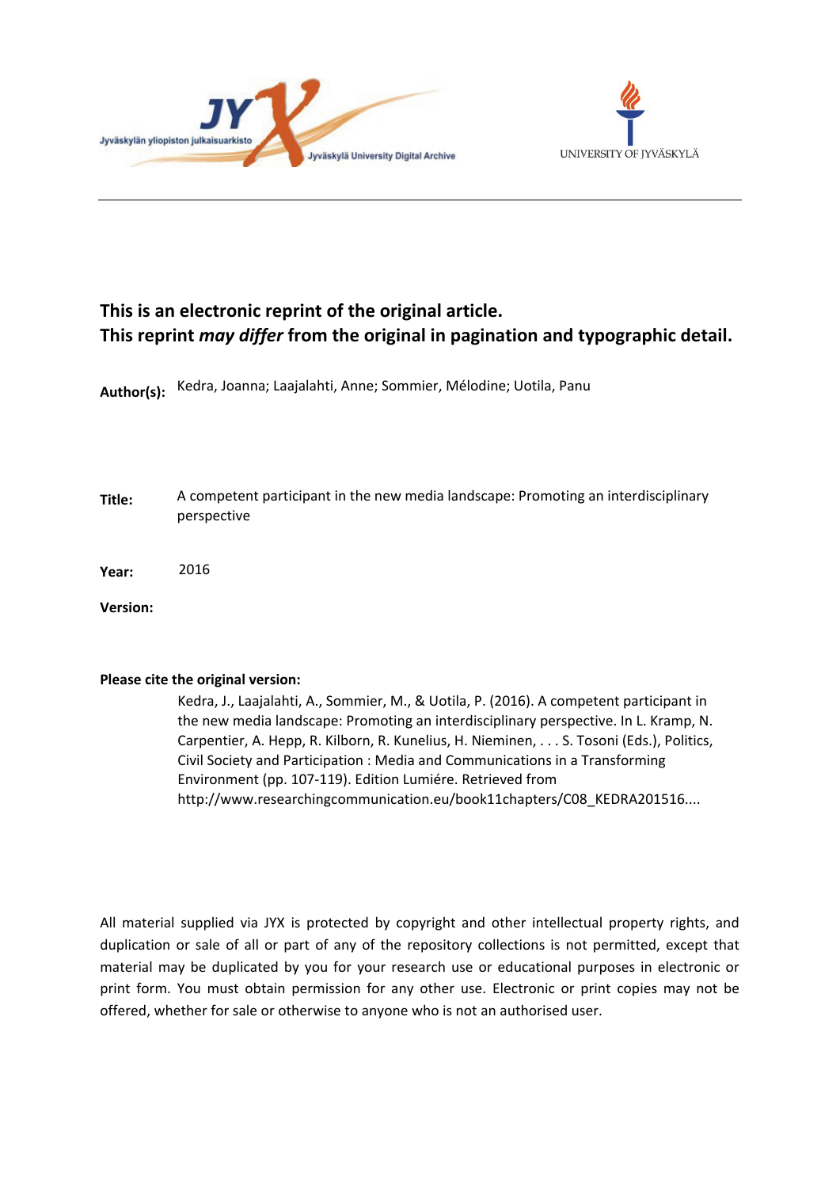**This is an electronic reprint of the original article.**
**This reprint *may differ* from the original in pagination and typographic detail.**

**Author(s):** Kedra, Joanna; Laajalahti, Anne; Sommier, Mélodine; Uotila, Panu

**Title:** A competent participant in the new media landscape: Promoting an interdisciplinary perspective

**Year:** 2016

**Version:**

**Please cite the original version:**

Kedra, J., Laajalahti, A., Sommier, M., & Uotila, P. (2016). A competent participant in the new media landscape: Promoting an interdisciplinary perspective. In L. Kramp, N. Carpentier, A. Hepp, R. Kilborn, R. Kunelius, H. Nieminen, . . . S. Tosoni (Eds.), Politics, Civil Society and Participation : Media and Communications in a Transforming Environment (pp. 107-119). Edition Lumiére. Retrieved from http://www.researchingcommunication.eu/book11chapters/C08_KEDRA201516....

All material supplied via JYX is protected by copyright and other intellectual property rights, and duplication or sale of all or part of any of the repository collections is not permitted, except that material may be duplicated by you for your research use or educational purposes in electronic or print form. You must obtain permission for any other use. Electronic or print copies may not be offered, whether for sale or otherwise to anyone who is not an authorised user.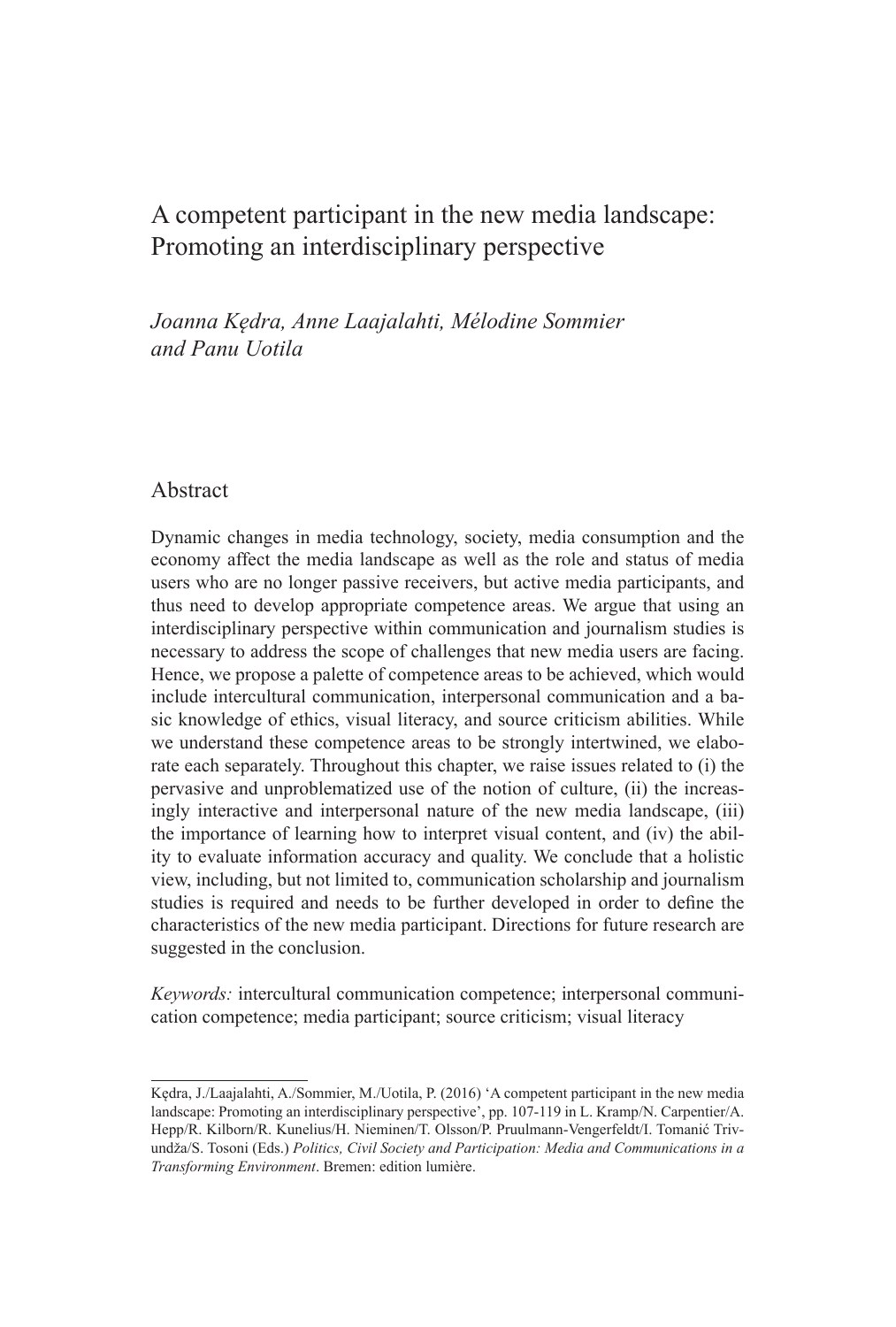# A competent participant in the new media landscape: Promoting an interdisciplinary perspective

*Joanna Kędra, Anne Laajalahti, Mélodine Sommier and Panu Uotila*

## Abstract

Dynamic changes in media technology, society, media consumption and the economy affect the media landscape as well as the role and status of media users who are no longer passive receivers, but active media participants, and thus need to develop appropriate competence areas. We argue that using an interdisciplinary perspective within communication and journalism studies is necessary to address the scope of challenges that new media users are facing. Hence, we propose a palette of competence areas to be achieved, which would include intercultural communication, interpersonal communication and a basic knowledge of ethics, visual literacy, and source criticism abilities. While we understand these competence areas to be strongly intertwined, we elaborate each separately. Throughout this chapter, we raise issues related to (i) the pervasive and unproblematized use of the notion of culture, (ii) the increasingly interactive and interpersonal nature of the new media landscape, (iii) the importance of learning how to interpret visual content, and (iv) the ability to evaluate information accuracy and quality. We conclude that a holistic view, including, but not limited to, communication scholarship and journalism studies is required and needs to be further developed in order to define the characteristics of the new media participant. Directions for future research are suggested in the conclusion.

*Keywords:* intercultural communication competence; interpersonal communication competence; media participant; source criticism; visual literacy

---

Kędra, J./Laajalahti, A./Sommier, M./Uotila, P. (2016) 'A competent participant in the new media landscape: Promoting an interdisciplinary perspective', pp. 107-119 in L. Kramp/N. Carpentier/A. Hepp/R. Kilborn/R. Kunelius/H. Nieminen/T. Olsson/P. Pruulmann-Vengerfeldt/I. Tomanić Trivundža/S. Tosoni (Eds.) *Politics, Civil Society and Participation: Media and Communications in a Transforming Environment*. Bremen: edition lumière.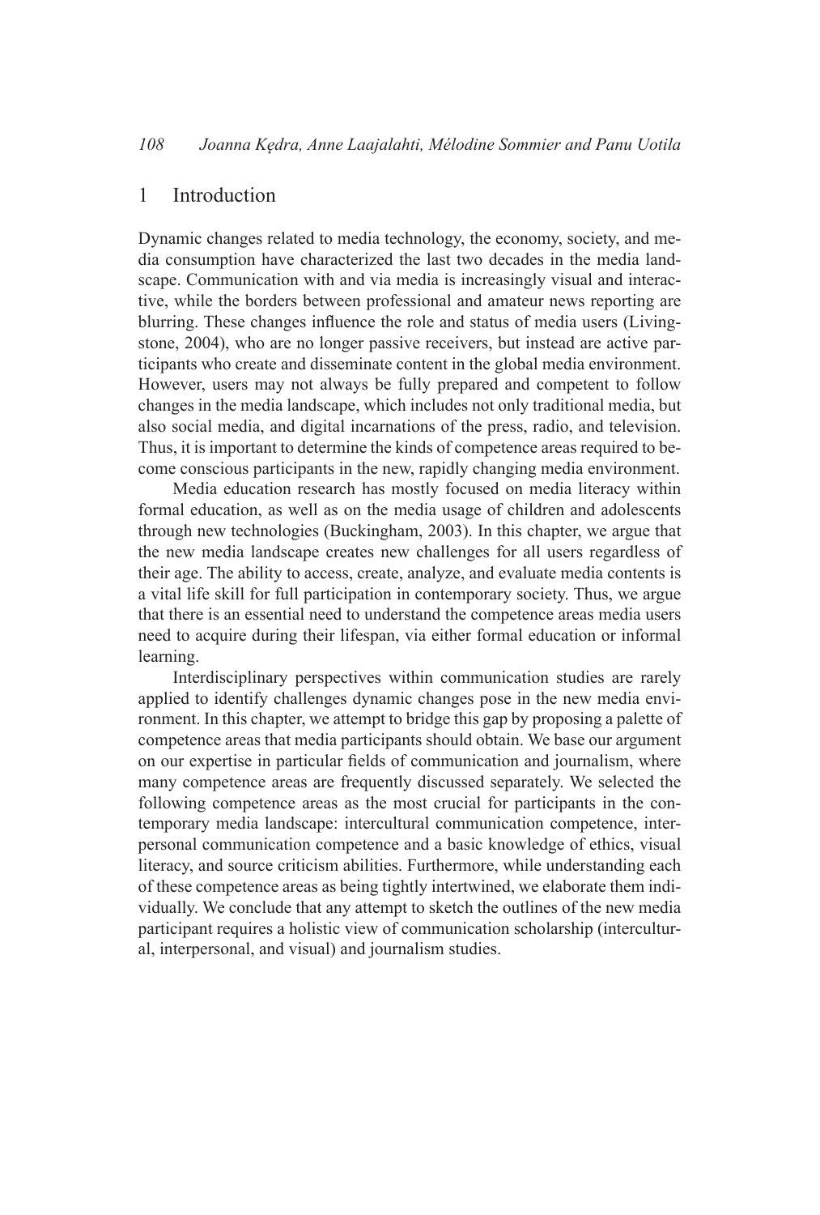## 1 Introduction

Dynamic changes related to media technology, the economy, society, and media consumption have characterized the last two decades in the media landscape. Communication with and via media is increasingly visual and interactive, while the borders between professional and amateur news reporting are blurring. These changes influence the role and status of media users (Livingstone, 2004), who are no longer passive receivers, but instead are active participants who create and disseminate content in the global media environment. However, users may not always be fully prepared and competent to follow changes in the media landscape, which includes not only traditional media, but also social media, and digital incarnations of the press, radio, and television. Thus, it is important to determine the kinds of competence areas required to become conscious participants in the new, rapidly changing media environment.

Media education research has mostly focused on media literacy within formal education, as well as on the media usage of children and adolescents through new technologies (Buckingham, 2003). In this chapter, we argue that the new media landscape creates new challenges for all users regardless of their age. The ability to access, create, analyze, and evaluate media contents is a vital life skill for full participation in contemporary society. Thus, we argue that there is an essential need to understand the competence areas media users need to acquire during their lifespan, via either formal education or informal learning.

Interdisciplinary perspectives within communication studies are rarely applied to identify challenges dynamic changes pose in the new media environment. In this chapter, we attempt to bridge this gap by proposing a palette of competence areas that media participants should obtain. We base our argument on our expertise in particular fields of communication and journalism, where many competence areas are frequently discussed separately. We selected the following competence areas as the most crucial for participants in the contemporary media landscape: intercultural communication competence, interpersonal communication competence and a basic knowledge of ethics, visual literacy, and source criticism abilities. Furthermore, while understanding each of these competence areas as being tightly intertwined, we elaborate them individually. We conclude that any attempt to sketch the outlines of the new media participant requires a holistic view of communication scholarship (intercultural, interpersonal, and visual) and journalism studies.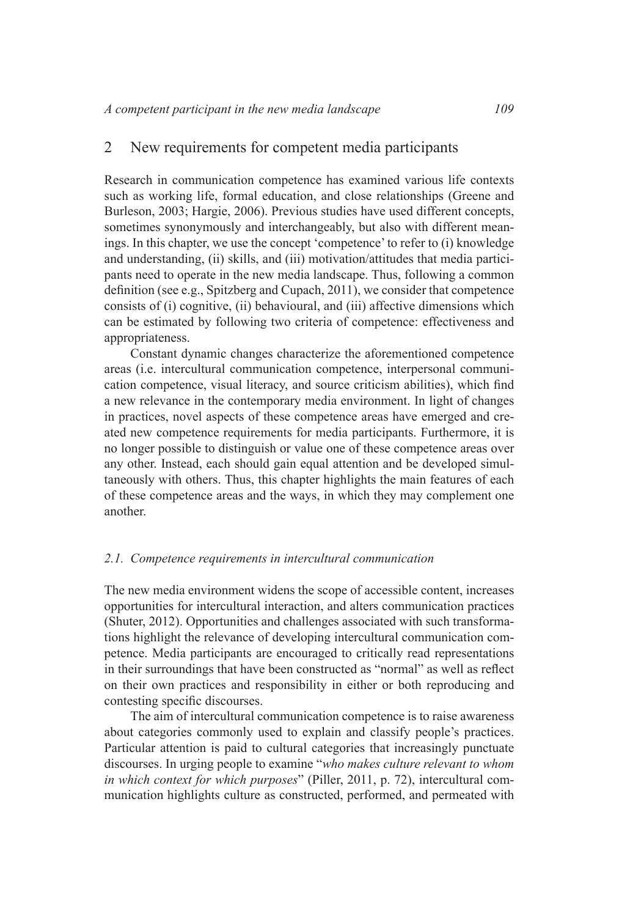## 2 New requirements for competent media participants

Research in communication competence has examined various life contexts such as working life, formal education, and close relationships (Greene and Burleson, 2003; Hargie, 2006). Previous studies have used different concepts, sometimes synonymously and interchangeably, but also with different meanings. In this chapter, we use the concept 'competence' to refer to (i) knowledge and understanding, (ii) skills, and (iii) motivation/attitudes that media participants need to operate in the new media landscape. Thus, following a common definition (see e.g., Spitzberg and Cupach, 2011), we consider that competence consists of (i) cognitive, (ii) behavioural, and (iii) affective dimensions which can be estimated by following two criteria of competence: effectiveness and appropriateness.

Constant dynamic changes characterize the aforementioned competence areas (i.e. intercultural communication competence, interpersonal communication competence, visual literacy, and source criticism abilities), which find a new relevance in the contemporary media environment. In light of changes in practices, novel aspects of these competence areas have emerged and created new competence requirements for media participants. Furthermore, it is no longer possible to distinguish or value one of these competence areas over any other. Instead, each should gain equal attention and be developed simultaneously with others. Thus, this chapter highlights the main features of each of these competence areas and the ways, in which they may complement one another.

### *2.1. Competence requirements in intercultural communication*

The new media environment widens the scope of accessible content, increases opportunities for intercultural interaction, and alters communication practices (Shuter, 2012). Opportunities and challenges associated with such transformations highlight the relevance of developing intercultural communication competence. Media participants are encouraged to critically read representations in their surroundings that have been constructed as "normal" as well as reflect on their own practices and responsibility in either or both reproducing and contesting specific discourses.

The aim of intercultural communication competence is to raise awareness about categories commonly used to explain and classify people's practices. Particular attention is paid to cultural categories that increasingly punctuate discourses. In urging people to examine "*who makes culture relevant to whom in which context for which purposes*" (Piller, 2011, p. 72), intercultural communication highlights culture as constructed, performed, and permeated with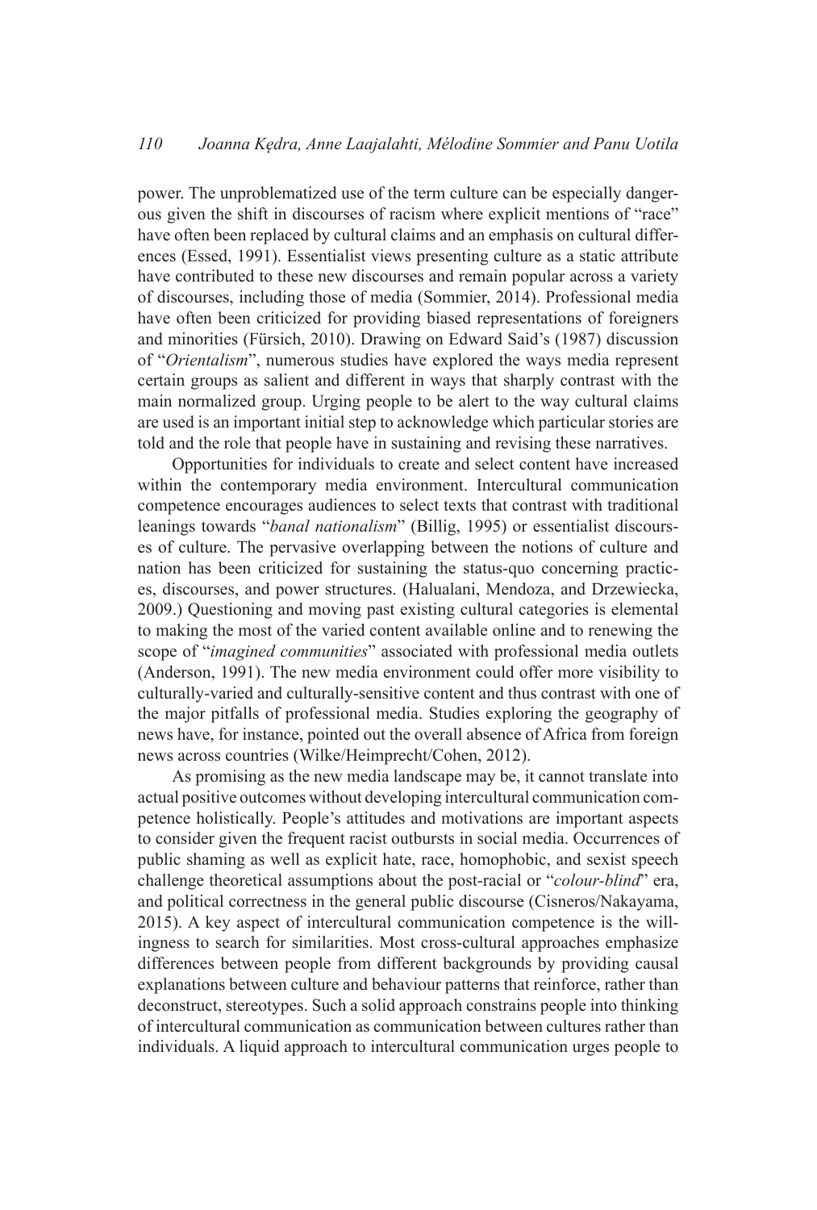power. The unproblematized use of the term culture can be especially dangerous given the shift in discourses of racism where explicit mentions of "race" have often been replaced by cultural claims and an emphasis on cultural differences (Essed, 1991). Essentialist views presenting culture as a static attribute have contributed to these new discourses and remain popular across a variety of discourses, including those of media (Sommier, 2014). Professional media have often been criticized for providing biased representations of foreigners and minorities (Fürsich, 2010). Drawing on Edward Said's (1987) discussion of "*Orientalism*", numerous studies have explored the ways media represent certain groups as salient and different in ways that sharply contrast with the main normalized group. Urging people to be alert to the way cultural claims are used is an important initial step to acknowledge which particular stories are told and the role that people have in sustaining and revising these narratives.

Opportunities for individuals to create and select content have increased within the contemporary media environment. Intercultural communication competence encourages audiences to select texts that contrast with traditional leanings towards "*banal nationalism*" (Billig, 1995) or essentialist discourses of culture. The pervasive overlapping between the notions of culture and nation has been criticized for sustaining the status-quo concerning practices, discourses, and power structures. (Halualani, Mendoza, and Drzewiecka, 2009.) Questioning and moving past existing cultural categories is elemental to making the most of the varied content available online and to renewing the scope of "*imagined communities*" associated with professional media outlets (Anderson, 1991). The new media environment could offer more visibility to culturally-varied and culturally-sensitive content and thus contrast with one of the major pitfalls of professional media. Studies exploring the geography of news have, for instance, pointed out the overall absence of Africa from foreign news across countries (Wilke/Heimprecht/Cohen, 2012).

As promising as the new media landscape may be, it cannot translate into actual positive outcomes without developing intercultural communication competence holistically. People's attitudes and motivations are important aspects to consider given the frequent racist outbursts in social media. Occurrences of public shaming as well as explicit hate, race, homophobic, and sexist speech challenge theoretical assumptions about the post-racial or "*colour-blind*" era, and political correctness in the general public discourse (Cisneros/Nakayama, 2015). A key aspect of intercultural communication competence is the willingness to search for similarities. Most cross-cultural approaches emphasize differences between people from different backgrounds by providing causal explanations between culture and behaviour patterns that reinforce, rather than deconstruct, stereotypes. Such a solid approach constrains people into thinking of intercultural communication as communication between cultures rather than individuals. A liquid approach to intercultural communication urges people to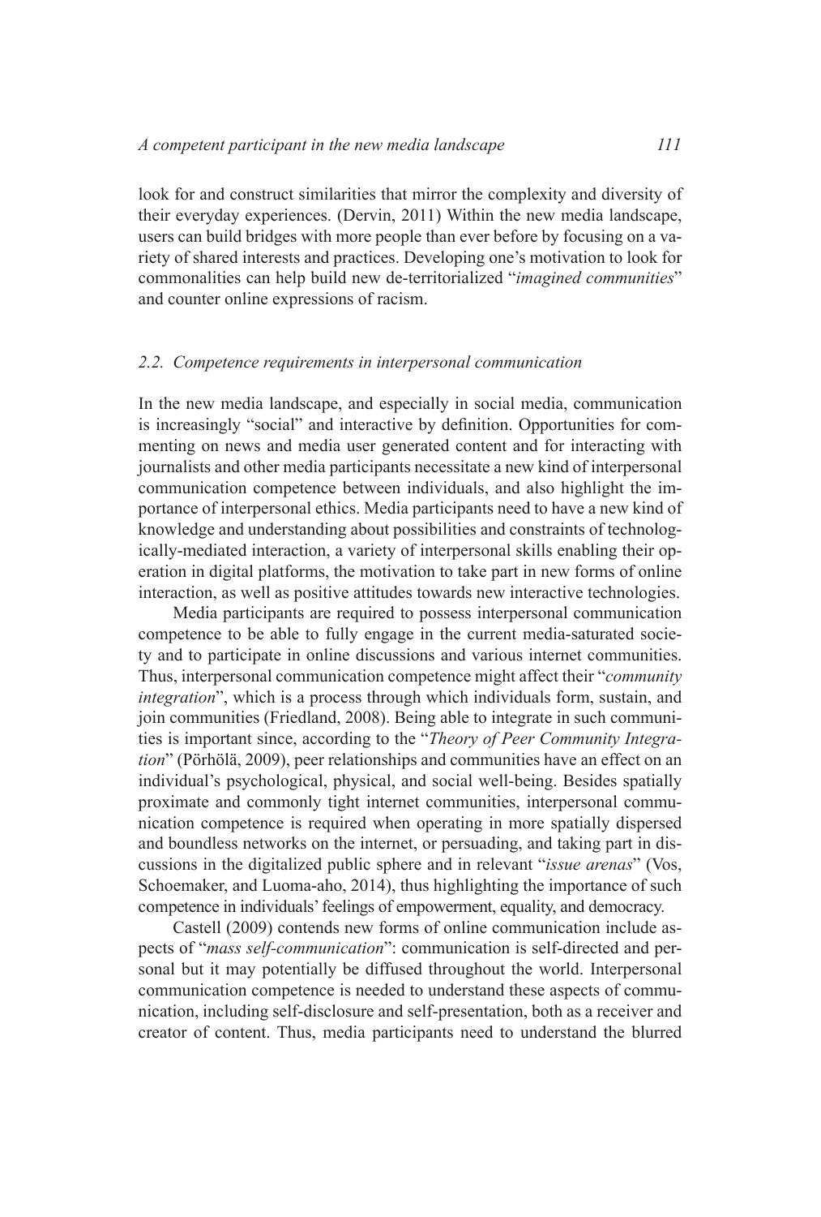look for and construct similarities that mirror the complexity and diversity of their everyday experiences. (Dervin, 2011) Within the new media landscape, users can build bridges with more people than ever before by focusing on a variety of shared interests and practices. Developing one's motivation to look for commonalities can help build new de-territorialized "*imagined communities*" and counter online expressions of racism.

### *2.2. Competence requirements in interpersonal communication*

In the new media landscape, and especially in social media, communication is increasingly "social" and interactive by definition. Opportunities for commenting on news and media user generated content and for interacting with journalists and other media participants necessitate a new kind of interpersonal communication competence between individuals, and also highlight the importance of interpersonal ethics. Media participants need to have a new kind of knowledge and understanding about possibilities and constraints of technologically-mediated interaction, a variety of interpersonal skills enabling their operation in digital platforms, the motivation to take part in new forms of online interaction, as well as positive attitudes towards new interactive technologies.

Media participants are required to possess interpersonal communication competence to be able to fully engage in the current media-saturated society and to participate in online discussions and various internet communities. Thus, interpersonal communication competence might affect their "*community integration*", which is a process through which individuals form, sustain, and join communities (Friedland, 2008). Being able to integrate in such communities is important since, according to the "*Theory of Peer Community Integration*" (Pörhölä, 2009), peer relationships and communities have an effect on an individual's psychological, physical, and social well-being. Besides spatially proximate and commonly tight internet communities, interpersonal communication competence is required when operating in more spatially dispersed and boundless networks on the internet, or persuading, and taking part in discussions in the digitalized public sphere and in relevant "*issue arenas*" (Vos, Schoemaker, and Luoma-aho, 2014), thus highlighting the importance of such competence in individuals' feelings of empowerment, equality, and democracy.

Castell (2009) contends new forms of online communication include aspects of "*mass self-communication*": communication is self-directed and personal but it may potentially be diffused throughout the world. Interpersonal communication competence is needed to understand these aspects of communication, including self-disclosure and self-presentation, both as a receiver and creator of content. Thus, media participants need to understand the blurred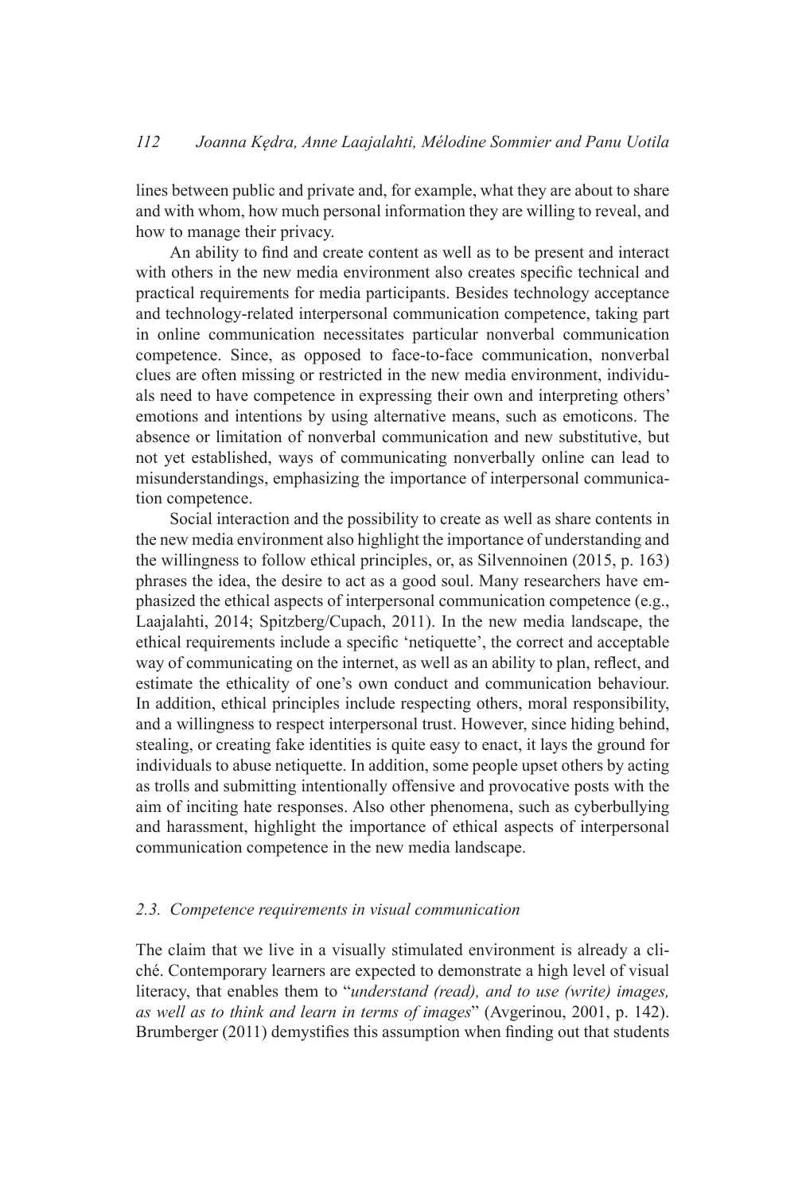lines between public and private and, for example, what they are about to share and with whom, how much personal information they are willing to reveal, and how to manage their privacy.

An ability to find and create content as well as to be present and interact with others in the new media environment also creates specific technical and practical requirements for media participants. Besides technology acceptance and technology-related interpersonal communication competence, taking part in online communication necessitates particular nonverbal communication competence. Since, as opposed to face-to-face communication, nonverbal clues are often missing or restricted in the new media environment, individuals need to have competence in expressing their own and interpreting others' emotions and intentions by using alternative means, such as emoticons. The absence or limitation of nonverbal communication and new substitutive, but not yet established, ways of communicating nonverbally online can lead to misunderstandings, emphasizing the importance of interpersonal communication competence.

Social interaction and the possibility to create as well as share contents in the new media environment also highlight the importance of understanding and the willingness to follow ethical principles, or, as Silvennoinen (2015, p. 163) phrases the idea, the desire to act as a good soul. Many researchers have emphasized the ethical aspects of interpersonal communication competence (e.g., Laajalahti, 2014; Spitzberg/Cupach, 2011). In the new media landscape, the ethical requirements include a specific 'netiquette', the correct and acceptable way of communicating on the internet, as well as an ability to plan, reflect, and estimate the ethicality of one's own conduct and communication behaviour. In addition, ethical principles include respecting others, moral responsibility, and a willingness to respect interpersonal trust. However, since hiding behind, stealing, or creating fake identities is quite easy to enact, it lays the ground for individuals to abuse netiquette. In addition, some people upset others by acting as trolls and submitting intentionally offensive and provocative posts with the aim of inciting hate responses. Also other phenomena, such as cyberbullying and harassment, highlight the importance of ethical aspects of interpersonal communication competence in the new media landscape.

### *2.3. Competence requirements in visual communication*

The claim that we live in a visually stimulated environment is already a cliché. Contemporary learners are expected to demonstrate a high level of visual literacy, that enables them to "*understand (read), and to use (write) images, as well as to think and learn in terms of images*" (Avgerinou, 2001, p. 142). Brumberger (2011) demystifies this assumption when finding out that students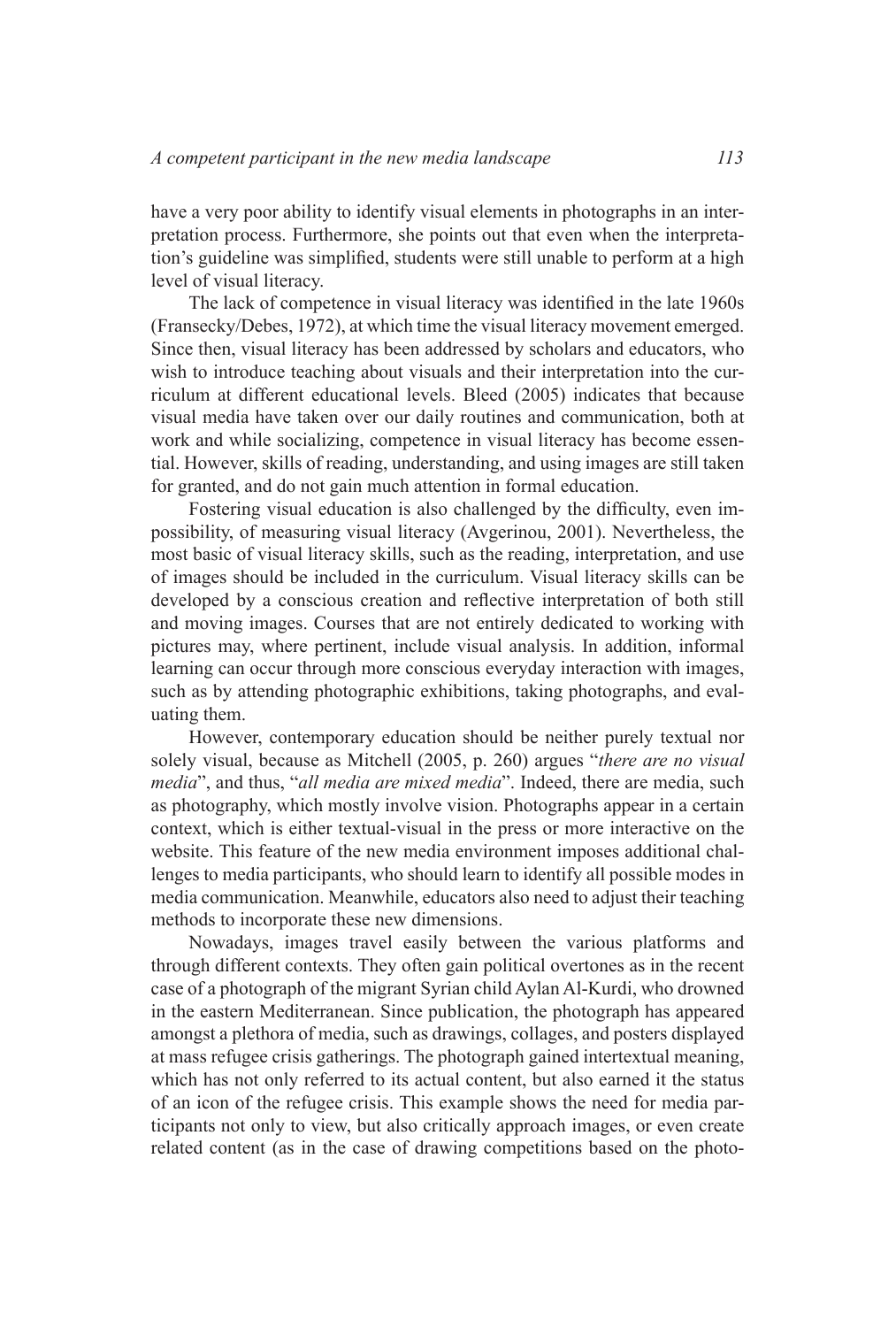have a very poor ability to identify visual elements in photographs in an interpretation process. Furthermore, she points out that even when the interpretation's guideline was simplified, students were still unable to perform at a high level of visual literacy.

The lack of competence in visual literacy was identified in the late 1960s (Fransecky/Debes, 1972), at which time the visual literacy movement emerged. Since then, visual literacy has been addressed by scholars and educators, who wish to introduce teaching about visuals and their interpretation into the curriculum at different educational levels. Bleed (2005) indicates that because visual media have taken over our daily routines and communication, both at work and while socializing, competence in visual literacy has become essential. However, skills of reading, understanding, and using images are still taken for granted, and do not gain much attention in formal education.

Fostering visual education is also challenged by the difficulty, even impossibility, of measuring visual literacy (Avgerinou, 2001). Nevertheless, the most basic of visual literacy skills, such as the reading, interpretation, and use of images should be included in the curriculum. Visual literacy skills can be developed by a conscious creation and reflective interpretation of both still and moving images. Courses that are not entirely dedicated to working with pictures may, where pertinent, include visual analysis. In addition, informal learning can occur through more conscious everyday interaction with images, such as by attending photographic exhibitions, taking photographs, and evaluating them.

However, contemporary education should be neither purely textual nor solely visual, because as Mitchell (2005, p. 260) argues "*there are no visual media*", and thus, "*all media are mixed media*". Indeed, there are media, such as photography, which mostly involve vision. Photographs appear in a certain context, which is either textual-visual in the press or more interactive on the website. This feature of the new media environment imposes additional challenges to media participants, who should learn to identify all possible modes in media communication. Meanwhile, educators also need to adjust their teaching methods to incorporate these new dimensions.

Nowadays, images travel easily between the various platforms and through different contexts. They often gain political overtones as in the recent case of a photograph of the migrant Syrian child Aylan Al-Kurdi, who drowned in the eastern Mediterranean. Since publication, the photograph has appeared amongst a plethora of media, such as drawings, collages, and posters displayed at mass refugee crisis gatherings. The photograph gained intertextual meaning, which has not only referred to its actual content, but also earned it the status of an icon of the refugee crisis. This example shows the need for media participants not only to view, but also critically approach images, or even create related content (as in the case of drawing competitions based on the photo-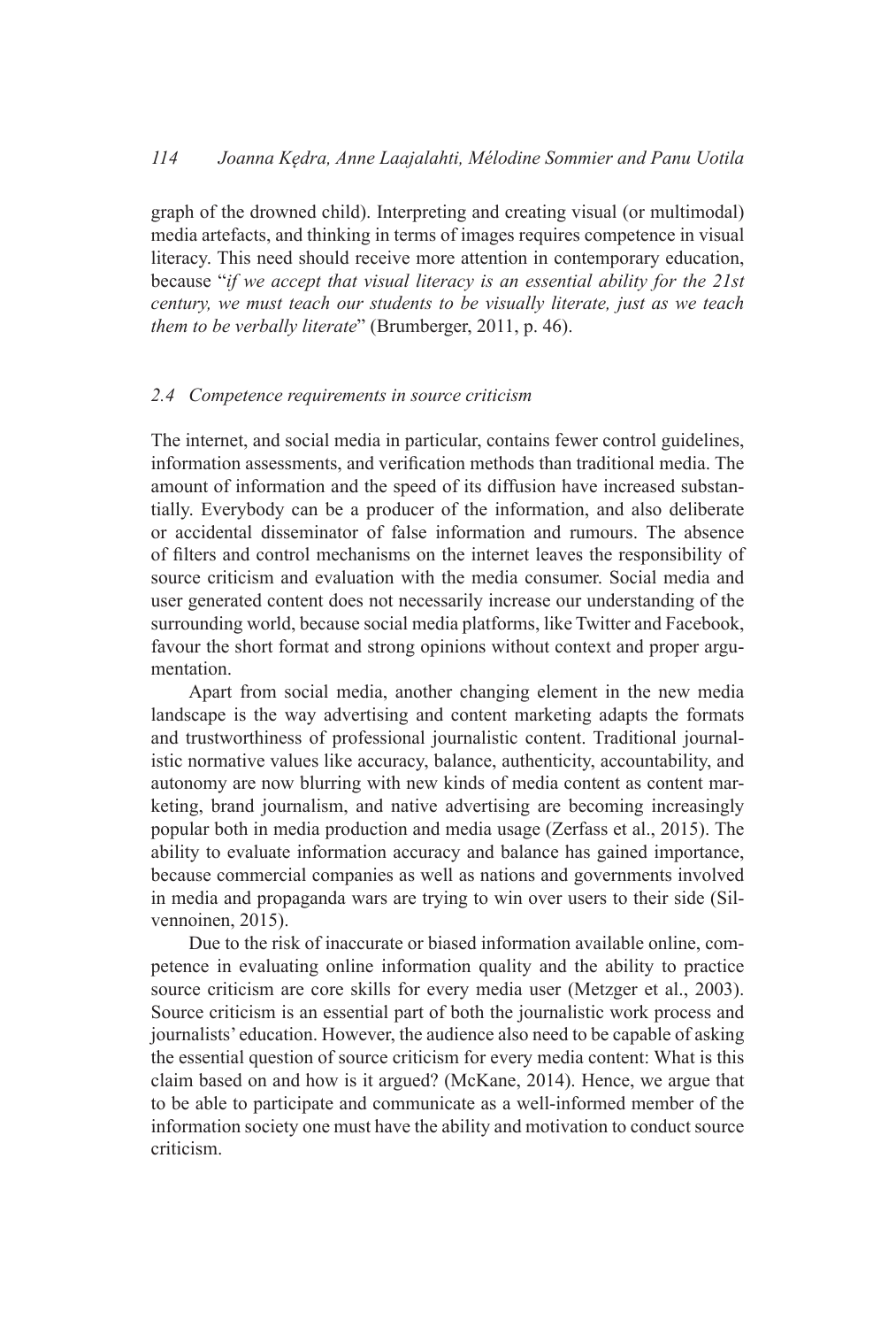graph of the drowned child). Interpreting and creating visual (or multimodal) media artefacts, and thinking in terms of images requires competence in visual literacy. This need should receive more attention in contemporary education, because "*if we accept that visual literacy is an essential ability for the 21st century, we must teach our students to be visually literate, just as we teach them to be verbally literate*" (Brumberger, 2011, p. 46).

### *2.4 Competence requirements in source criticism*

The internet, and social media in particular, contains fewer control guidelines, information assessments, and verification methods than traditional media. The amount of information and the speed of its diffusion have increased substantially. Everybody can be a producer of the information, and also deliberate or accidental disseminator of false information and rumours. The absence of filters and control mechanisms on the internet leaves the responsibility of source criticism and evaluation with the media consumer. Social media and user generated content does not necessarily increase our understanding of the surrounding world, because social media platforms, like Twitter and Facebook, favour the short format and strong opinions without context and proper argumentation.

Apart from social media, another changing element in the new media landscape is the way advertising and content marketing adapts the formats and trustworthiness of professional journalistic content. Traditional journalistic normative values like accuracy, balance, authenticity, accountability, and autonomy are now blurring with new kinds of media content as content marketing, brand journalism, and native advertising are becoming increasingly popular both in media production and media usage (Zerfass et al., 2015). The ability to evaluate information accuracy and balance has gained importance, because commercial companies as well as nations and governments involved in media and propaganda wars are trying to win over users to their side (Silvennoinen, 2015).

Due to the risk of inaccurate or biased information available online, competence in evaluating online information quality and the ability to practice source criticism are core skills for every media user (Metzger et al., 2003). Source criticism is an essential part of both the journalistic work process and journalists' education. However, the audience also need to be capable of asking the essential question of source criticism for every media content: What is this claim based on and how is it argued? (McKane, 2014). Hence, we argue that to be able to participate and communicate as a well-informed member of the information society one must have the ability and motivation to conduct source criticism.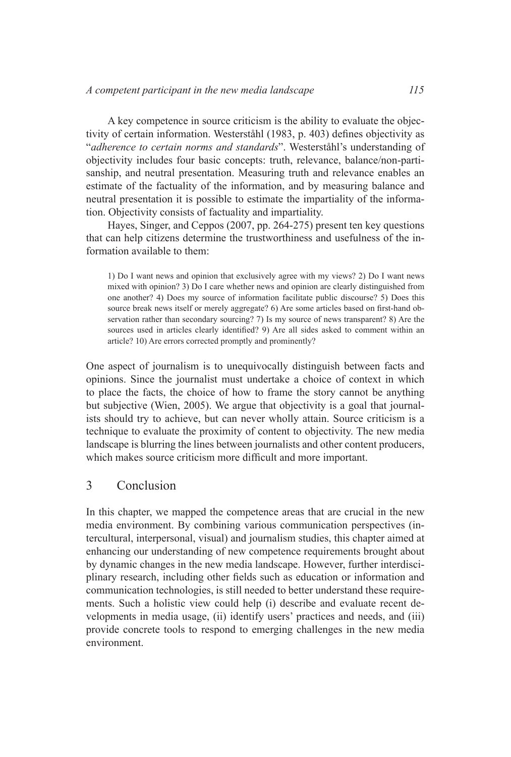A key competence in source criticism is the ability to evaluate the objectivity of certain information. Westerståhl (1983, p. 403) defines objectivity as "*adherence to certain norms and standards*". Westerståhl's understanding of objectivity includes four basic concepts: truth, relevance, balance/non-partisanship, and neutral presentation. Measuring truth and relevance enables an estimate of the factuality of the information, and by measuring balance and neutral presentation it is possible to estimate the impartiality of the information. Objectivity consists of factuality and impartiality.

Hayes, Singer, and Ceppos (2007, pp. 264-275) present ten key questions that can help citizens determine the trustworthiness and usefulness of the information available to them:

> 1) Do I want news and opinion that exclusively agree with my views? 2) Do I want news mixed with opinion? 3) Do I care whether news and opinion are clearly distinguished from one another? 4) Does my source of information facilitate public discourse? 5) Does this source break news itself or merely aggregate? 6) Are some articles based on first-hand observation rather than secondary sourcing? 7) Is my source of news transparent? 8) Are the sources used in articles clearly identified? 9) Are all sides asked to comment within an article? 10) Are errors corrected promptly and prominently?

One aspect of journalism is to unequivocally distinguish between facts and opinions. Since the journalist must undertake a choice of context in which to place the facts, the choice of how to frame the story cannot be anything but subjective (Wien, 2005). We argue that objectivity is a goal that journalists should try to achieve, but can never wholly attain. Source criticism is a technique to evaluate the proximity of content to objectivity. The new media landscape is blurring the lines between journalists and other content producers, which makes source criticism more difficult and more important.

## 3 Conclusion

In this chapter, we mapped the competence areas that are crucial in the new media environment. By combining various communication perspectives (intercultural, interpersonal, visual) and journalism studies, this chapter aimed at enhancing our understanding of new competence requirements brought about by dynamic changes in the new media landscape. However, further interdisciplinary research, including other fields such as education or information and communication technologies, is still needed to better understand these requirements. Such a holistic view could help (i) describe and evaluate recent developments in media usage, (ii) identify users' practices and needs, and (iii) provide concrete tools to respond to emerging challenges in the new media environment.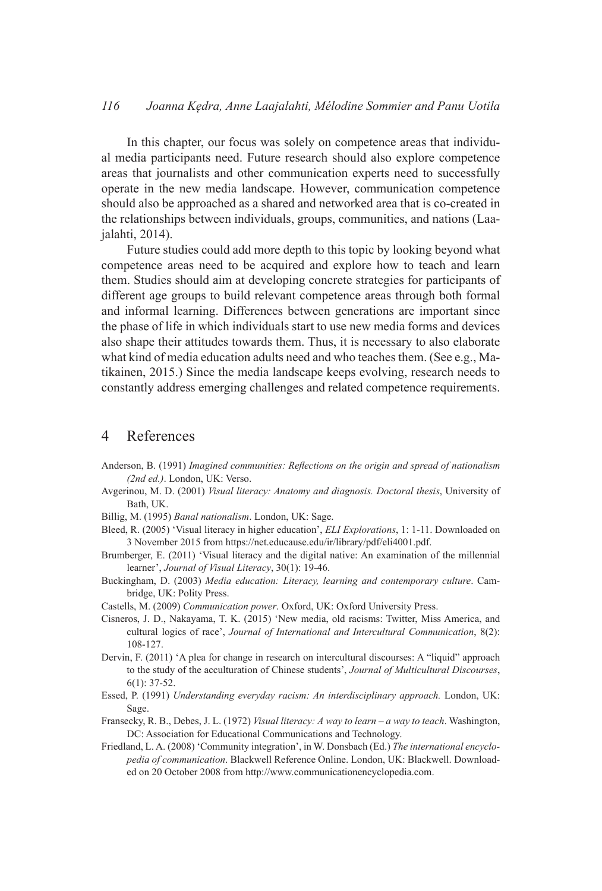In this chapter, our focus was solely on competence areas that individual media participants need. Future research should also explore competence areas that journalists and other communication experts need to successfully operate in the new media landscape. However, communication competence should also be approached as a shared and networked area that is co-created in the relationships between individuals, groups, communities, and nations (Laajalahti, 2014).

Future studies could add more depth to this topic by looking beyond what competence areas need to be acquired and explore how to teach and learn them. Studies should aim at developing concrete strategies for participants of different age groups to build relevant competence areas through both formal and informal learning. Differences between generations are important since the phase of life in which individuals start to use new media forms and devices also shape their attitudes towards them. Thus, it is necessary to also elaborate what kind of media education adults need and who teaches them. (See e.g., Matikainen, 2015.) Since the media landscape keeps evolving, research needs to constantly address emerging challenges and related competence requirements.

# 4 References

Anderson, B. (1991) *Imagined communities: Reflections on the origin and spread of nationalism (2nd ed.)*. London, UK: Verso.

Avgerinou, M. D. (2001) *Visual literacy: Anatomy and diagnosis. Doctoral thesis*, University of Bath, UK.

Billig, M. (1995) *Banal nationalism*. London, UK: Sage.

Bleed, R. (2005) 'Visual literacy in higher education', *ELI Explorations*, 1: 1-11. Downloaded on 3 November 2015 from https://net.educause.edu/ir/library/pdf/eli4001.pdf.

Brumberger, E. (2011) 'Visual literacy and the digital native: An examination of the millennial learner', *Journal of Visual Literacy*, 30(1): 19-46.

Buckingham, D. (2003) *Media education: Literacy, learning and contemporary culture*. Cambridge, UK: Polity Press.

Castells, M. (2009) *Communication power*. Oxford, UK: Oxford University Press.

Cisneros, J. D., Nakayama, T. K. (2015) 'New media, old racisms: Twitter, Miss America, and cultural logics of race', *Journal of International and Intercultural Communication*, 8(2): 108-127.

Dervin, F. (2011) 'A plea for change in research on intercultural discourses: A "liquid" approach to the study of the acculturation of Chinese students', *Journal of Multicultural Discourses*, 6(1): 37-52.

Essed, P. (1991) *Understanding everyday racism: An interdisciplinary approach.* London, UK: Sage.

Fransecky, R. B., Debes, J. L. (1972) *Visual literacy: A way to learn – a way to teach*. Washington, DC: Association for Educational Communications and Technology.

Friedland, L. A. (2008) 'Community integration', in W. Donsbach (Ed.) *The international encyclopedia of communication*. Blackwell Reference Online. London, UK: Blackwell. Downloaded on 20 October 2008 from http://www.communicationencyclopedia.com.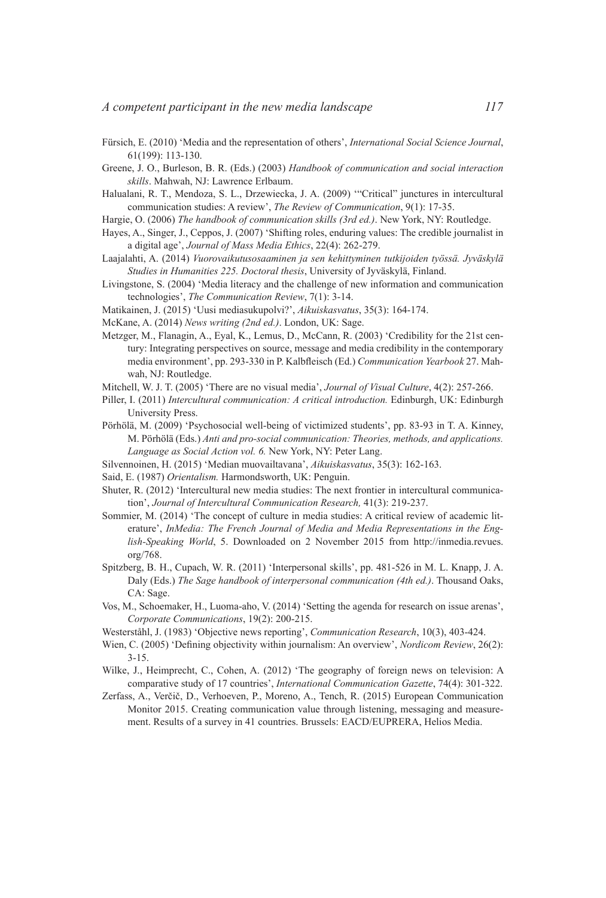Fürsich, E. (2010) 'Media and the representation of others', *International Social Science Journal*, 61(199): 113-130.

Greene, J. O., Burleson, B. R. (Eds.) (2003) *Handbook of communication and social interaction skills*. Mahwah, NJ: Lawrence Erlbaum.

Halualani, R. T., Mendoza, S. L., Drzewiecka, J. A. (2009) '"Critical" junctures in intercultural communication studies: A review', *The Review of Communication*, 9(1): 17-35.

Hargie, O. (2006) *The handbook of communication skills (3rd ed.)*. New York, NY: Routledge.

Hayes, A., Singer, J., Ceppos, J. (2007) 'Shifting roles, enduring values: The credible journalist in a digital age', *Journal of Mass Media Ethics*, 22(4): 262-279.

Laajalahti, A. (2014) *Vuorovaikutusosaaminen ja sen kehittyminen tutkijoiden työssä. Jyväskylä Studies in Humanities 225. Doctoral thesis*, University of Jyväskylä, Finland.

Livingstone, S. (2004) 'Media literacy and the challenge of new information and communication technologies', *The Communication Review*, 7(1): 3-14.

Matikainen, J. (2015) 'Uusi mediasukupolvi?', *Aikuiskasvatus*, 35(3): 164-174.

McKane, A. (2014) *News writing (2nd ed.)*. London, UK: Sage.

Metzger, M., Flanagin, A., Eyal, K., Lemus, D., McCann, R. (2003) 'Credibility for the 21st century: Integrating perspectives on source, message and media credibility in the contemporary media environment', pp. 293-330 in P. Kalbfleisch (Ed.) *Communication Yearbook* 27. Mahwah, NJ: Routledge.

Mitchell, W. J. T. (2005) 'There are no visual media', *Journal of Visual Culture*, 4(2): 257-266.

Piller, I. (2011) *Intercultural communication: A critical introduction.* Edinburgh, UK: Edinburgh University Press.

Pörhölä, M. (2009) 'Psychosocial well-being of victimized students', pp. 83-93 in T. A. Kinney, M. Pörhölä (Eds.) *Anti and pro-social communication: Theories, methods, and applications. Language as Social Action vol. 6.* New York, NY: Peter Lang.

Silvennoinen, H. (2015) 'Median muovailtavana', *Aikuiskasvatus*, 35(3): 162-163.

Said, E. (1987) *Orientalism.* Harmondsworth, UK: Penguin.

Shuter, R. (2012) 'Intercultural new media studies: The next frontier in intercultural communication', *Journal of Intercultural Communication Research,* 41(3): 219-237.

Sommier, M. (2014) 'The concept of culture in media studies: A critical review of academic literature', *InMedia: The French Journal of Media and Media Representations in the English-Speaking World*, 5. Downloaded on 2 November 2015 from http://inmedia.revues.org/768.

Spitzberg, B. H., Cupach, W. R. (2011) 'Interpersonal skills', pp. 481-526 in M. L. Knapp, J. A. Daly (Eds.) *The Sage handbook of interpersonal communication (4th ed.)*. Thousand Oaks, CA: Sage.

Vos, M., Schoemaker, H., Luoma-aho, V. (2014) 'Setting the agenda for research on issue arenas', *Corporate Communications*, 19(2): 200-215.

Westerståhl, J. (1983) 'Objective news reporting', *Communication Research*, 10(3), 403-424.

Wien, C. (2005) 'Defining objectivity within journalism: An overview', *Nordicom Review*, 26(2): 3-15.

Wilke, J., Heimprecht, C., Cohen, A. (2012) 'The geography of foreign news on television: A comparative study of 17 countries', *International Communication Gazette*, 74(4): 301-322.

Zerfass, A., Verčič, D., Verhoeven, P., Moreno, A., Tench, R. (2015) European Communication Monitor 2015. Creating communication value through listening, messaging and measurement. Results of a survey in 41 countries. Brussels: EACD/EUPRERA, Helios Media.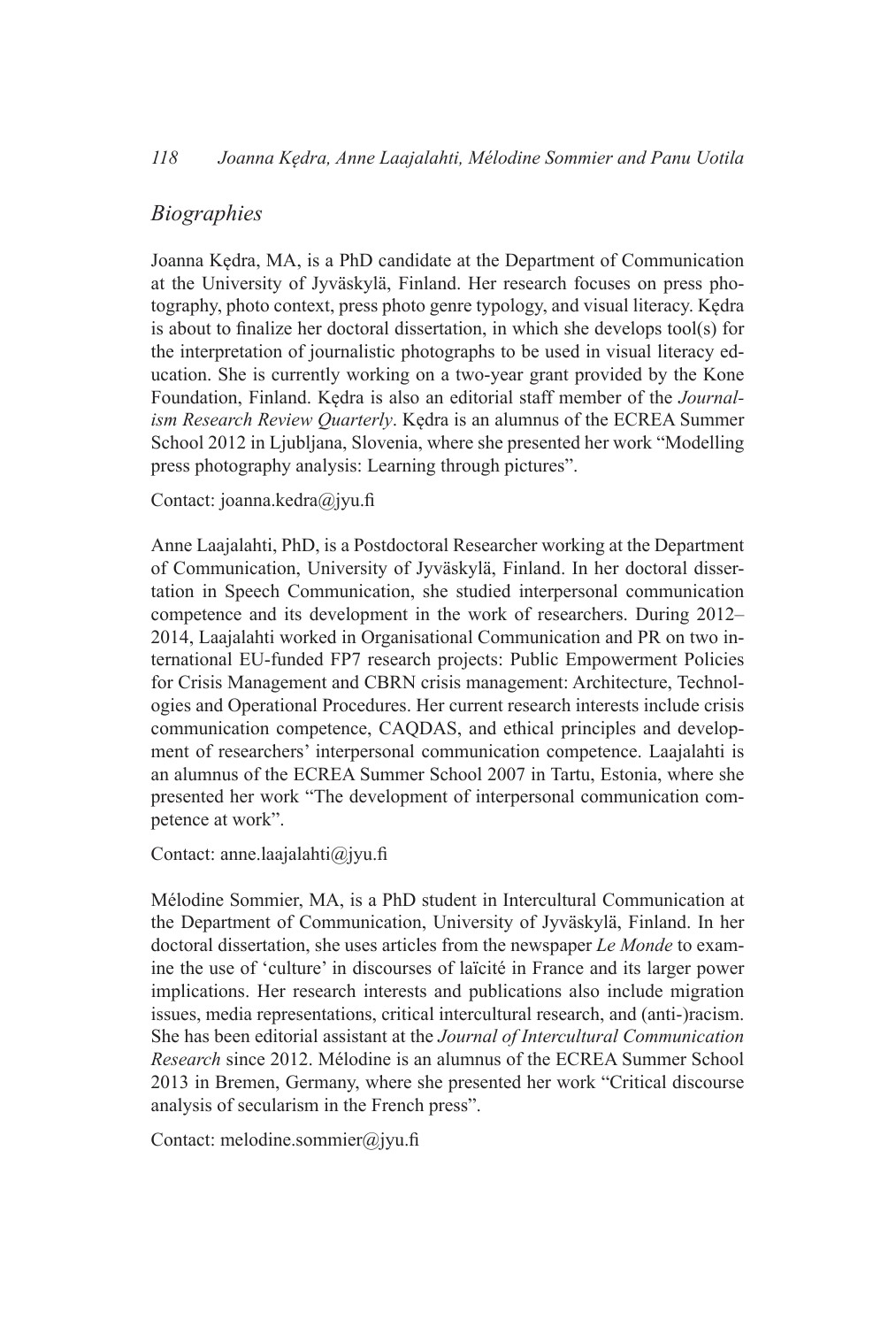## *Biographies*

Joanna Kędra, MA, is a PhD candidate at the Department of Communication at the University of Jyväskylä, Finland. Her research focuses on press photography, photo context, press photo genre typology, and visual literacy. Kędra is about to finalize her doctoral dissertation, in which she develops tool(s) for the interpretation of journalistic photographs to be used in visual literacy education. She is currently working on a two-year grant provided by the Kone Foundation, Finland. Kędra is also an editorial staff member of the *Journalism Research Review Quarterly*. Kędra is an alumnus of the ECREA Summer School 2012 in Ljubljana, Slovenia, where she presented her work "Modelling press photography analysis: Learning through pictures".

Contact: joanna.kedra@jyu.fi

Anne Laajalahti, PhD, is a Postdoctoral Researcher working at the Department of Communication, University of Jyväskylä, Finland. In her doctoral dissertation in Speech Communication, she studied interpersonal communication competence and its development in the work of researchers. During 2012–2014, Laajalahti worked in Organisational Communication and PR on two international EU-funded FP7 research projects: Public Empowerment Policies for Crisis Management and CBRN crisis management: Architecture, Technologies and Operational Procedures. Her current research interests include crisis communication competence, CAQDAS, and ethical principles and development of researchers' interpersonal communication competence. Laajalahti is an alumnus of the ECREA Summer School 2007 in Tartu, Estonia, where she presented her work "The development of interpersonal communication competence at work".

Contact: anne.laajalahti@jyu.fi

Mélodine Sommier, MA, is a PhD student in Intercultural Communication at the Department of Communication, University of Jyväskylä, Finland. In her doctoral dissertation, she uses articles from the newspaper *Le Monde* to examine the use of 'culture' in discourses of laïcité in France and its larger power implications. Her research interests and publications also include migration issues, media representations, critical intercultural research, and (anti-)racism. She has been editorial assistant at the *Journal of Intercultural Communication Research* since 2012. Mélodine is an alumnus of the ECREA Summer School 2013 in Bremen, Germany, where she presented her work "Critical discourse analysis of secularism in the French press".

Contact: melodine.sommier@jyu.fi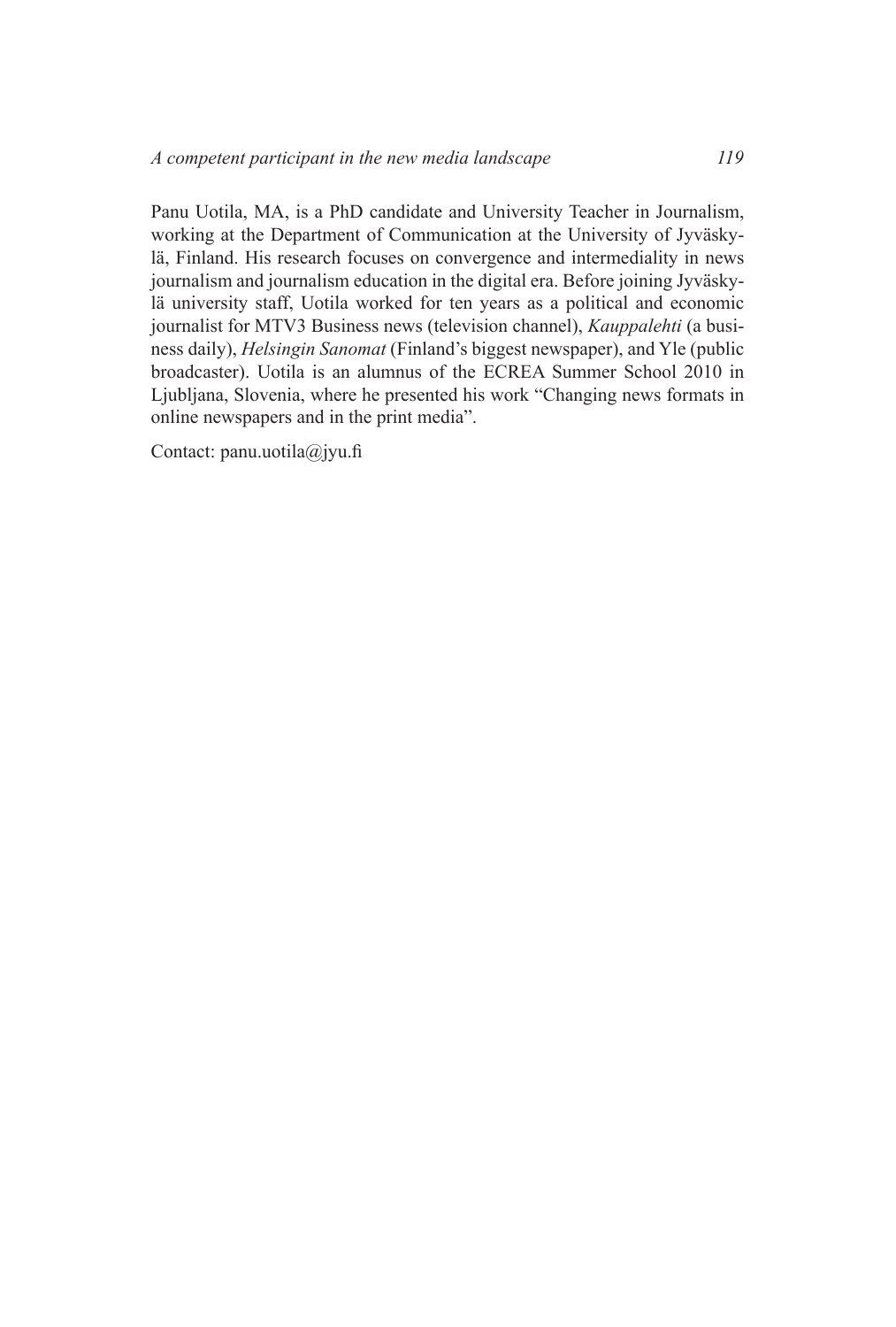Panu Uotila, MA, is a PhD candidate and University Teacher in Journalism, working at the Department of Communication at the University of Jyväskylä, Finland. His research focuses on convergence and intermediality in news journalism and journalism education in the digital era. Before joining Jyväskylä university staff, Uotila worked for ten years as a political and economic journalist for MTV3 Business news (television channel), *Kauppalehti* (a business daily), *Helsingin Sanomat* (Finland's biggest newspaper), and Yle (public broadcaster). Uotila is an alumnus of the ECREA Summer School 2010 in Ljubljana, Slovenia, where he presented his work "Changing news formats in online newspapers and in the print media".

Contact: panu.uotila@jyu.fi